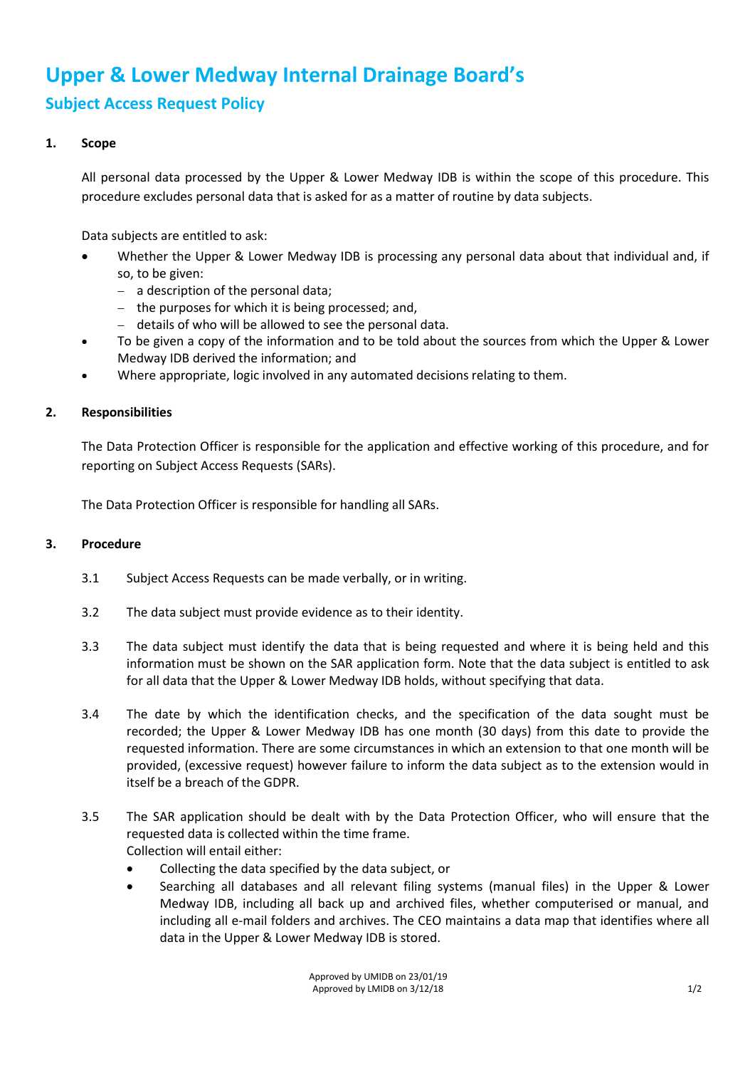# Upper & Lower Medway Internal Drainage Board's

## Subject Access Request Policy

**1. Scope**

All personal data processed by the Upper & Lower Medway IDB is within the scope of this procedure. This procedure excludes personal data that is asked for as a matter of routine by data subjects.

Data subjects are entitled to ask:

- Whether the Upper & Lower Medway IDB is processing any personal data about that individual and, if so, to be given:
  - a description of the personal data;
  - the purposes for which it is being processed; and,
  - details of who will be allowed to see the personal data.
- To be given a copy of the information and to be told about the sources from which the Upper & Lower Medway IDB derived the information; and
- Where appropriate, logic involved in any automated decisions relating to them.

**2. Responsibilities**

The Data Protection Officer is responsible for the application and effective working of this procedure, and for reporting on Subject Access Requests (SARs).

The Data Protection Officer is responsible for handling all SARs.

**3. Procedure**

3.1 Subject Access Requests can be made verbally, or in writing.

3.2 The data subject must provide evidence as to their identity.

3.3 The data subject must identify the data that is being requested and where it is being held and this information must be shown on the SAR application form. Note that the data subject is entitled to ask for all data that the Upper & Lower Medway IDB holds, without specifying that data.

3.4 The date by which the identification checks, and the specification of the data sought must be recorded; the Upper & Lower Medway IDB has one month (30 days) from this date to provide the requested information. There are some circumstances in which an extension to that one month will be provided, (excessive request) however failure to inform the data subject as to the extension would in itself be a breach of the GDPR.

3.5 The SAR application should be dealt with by the Data Protection Officer, who will ensure that the requested data is collected within the time frame.
Collection will entail either:

- Collecting the data specified by the data subject, or
- Searching all databases and all relevant filing systems (manual files) in the Upper & Lower Medway IDB, including all back up and archived files, whether computerised or manual, and including all e-mail folders and archives. The CEO maintains a data map that identifies where all data in the Upper & Lower Medway IDB is stored.

Approved by UMIDB on 23/01/19
Approved by LMIDB on 3/12/18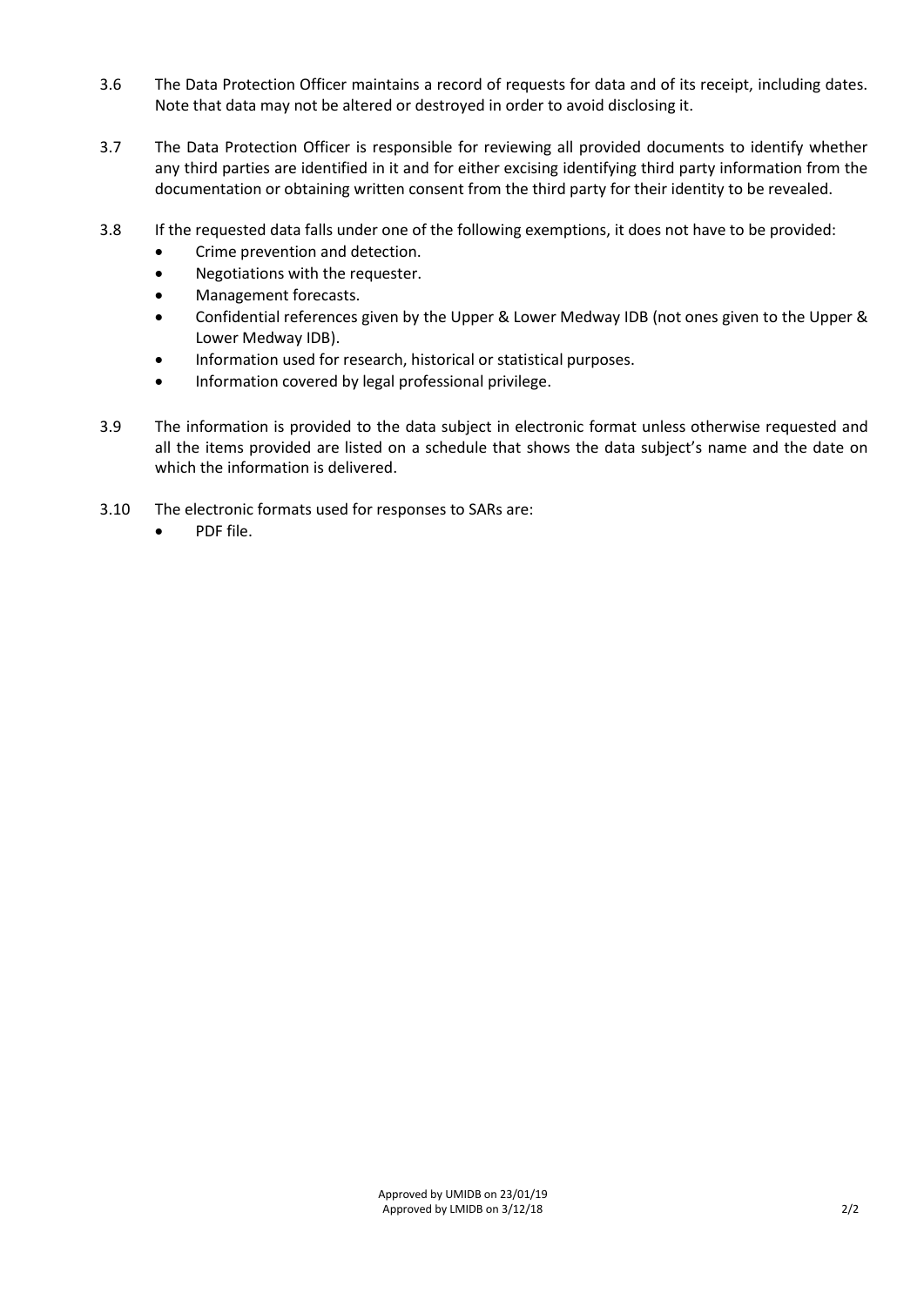3.6 The Data Protection Officer maintains a record of requests for data and of its receipt, including dates. Note that data may not be altered or destroyed in order to avoid disclosing it.

3.7 The Data Protection Officer is responsible for reviewing all provided documents to identify whether any third parties are identified in it and for either excising identifying third party information from the documentation or obtaining written consent from the third party for their identity to be revealed.

3.8 If the requested data falls under one of the following exemptions, it does not have to be provided:

- Crime prevention and detection.
- Negotiations with the requester.
- Management forecasts.
- Confidential references given by the Upper & Lower Medway IDB (not ones given to the Upper & Lower Medway IDB).
- Information used for research, historical or statistical purposes.
- Information covered by legal professional privilege.

3.9 The information is provided to the data subject in electronic format unless otherwise requested and all the items provided are listed on a schedule that shows the data subject's name and the date on which the information is delivered.

3.10 The electronic formats used for responses to SARs are:

- PDF file.

Approved by UMIDB on 23/01/19
Approved by LMIDB on 3/12/18